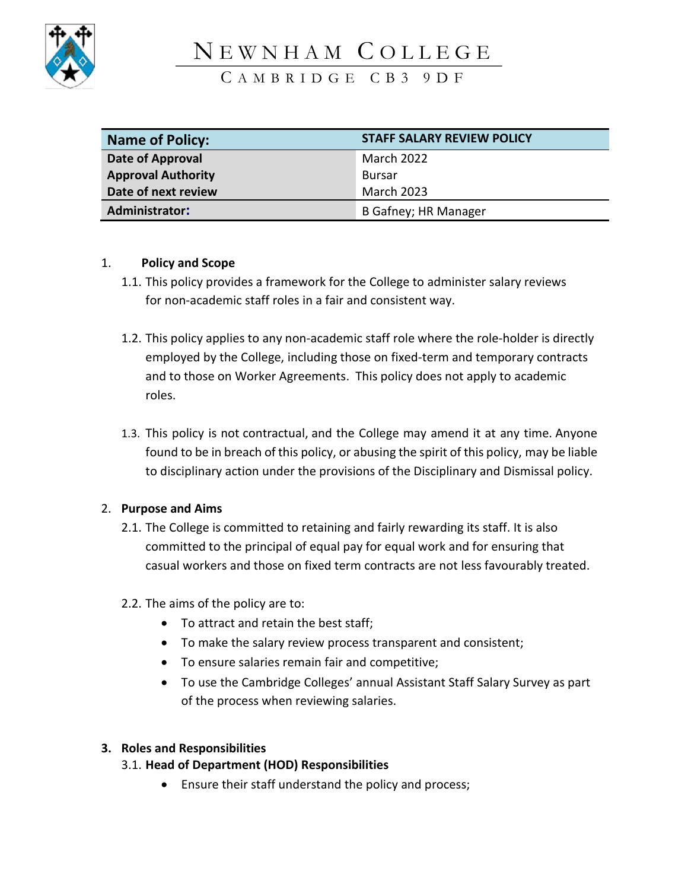# NEWNHAM COLLEGE

CAMBRIDGE CB3 9DF

| Name of Policy: | STAFF SALARY REVIEW POLICY |
|---|---|
| Date of Approval | March 2022 |
| Approval Authority | Bursar |
| Date of next review | March 2023 |
| Administrator: | B Gafney; HR Manager |

1. **Policy and Scope**

   1.1. This policy provides a framework for the College to administer salary reviews for non-academic staff roles in a fair and consistent way.

   1.2. This policy applies to any non-academic staff role where the role-holder is directly employed by the College, including those on fixed-term and temporary contracts and to those on Worker Agreements. This policy does not apply to academic roles.

   1.3. This policy is not contractual, and the College may amend it at any time. Anyone found to be in breach of this policy, or abusing the spirit of this policy, may be liable to disciplinary action under the provisions of the Disciplinary and Dismissal policy.

2. **Purpose and Aims**

   2.1. The College is committed to retaining and fairly rewarding its staff. It is also committed to the principal of equal pay for equal work and for ensuring that casual workers and those on fixed term contracts are not less favourably treated.

   2.2. The aims of the policy are to:

   - To attract and retain the best staff;
   - To make the salary review process transparent and consistent;
   - To ensure salaries remain fair and competitive;
   - To use the Cambridge Colleges' annual Assistant Staff Salary Survey as part of the process when reviewing salaries.

3. **Roles and Responsibilities**

   3.1. **Head of Department (HOD) Responsibilities**

   - Ensure their staff understand the policy and process;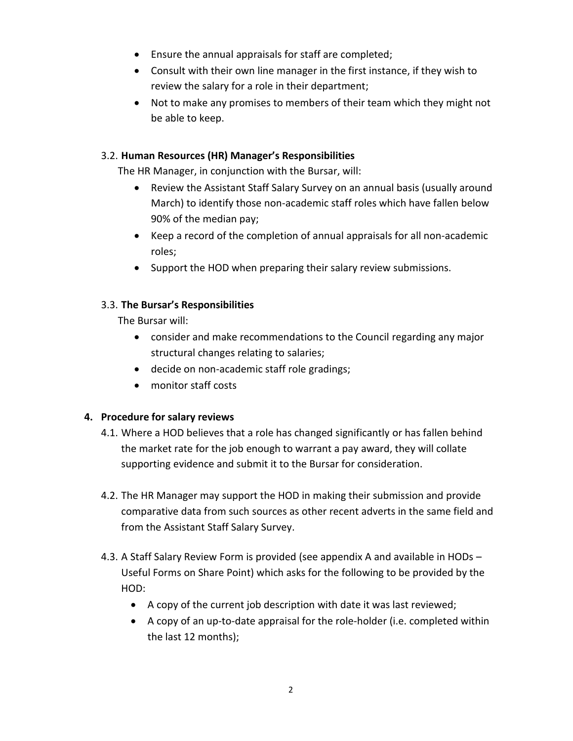- Ensure the annual appraisals for staff are completed;
- Consult with their own line manager in the first instance, if they wish to review the salary for a role in their department;
- Not to make any promises to members of their team which they might not be able to keep.

3.2. **Human Resources (HR) Manager's Responsibilities**

The HR Manager, in conjunction with the Bursar, will:

- Review the Assistant Staff Salary Survey on an annual basis (usually around March) to identify those non-academic staff roles which have fallen below 90% of the median pay;
- Keep a record of the completion of annual appraisals for all non-academic roles;
- Support the HOD when preparing their salary review submissions.

3.3. **The Bursar's Responsibilities**

The Bursar will:

- consider and make recommendations to the Council regarding any major structural changes relating to salaries;
- decide on non-academic staff role gradings;
- monitor staff costs

## 4. Procedure for salary reviews

4.1. Where a HOD believes that a role has changed significantly or has fallen behind the market rate for the job enough to warrant a pay award, they will collate supporting evidence and submit it to the Bursar for consideration.

4.2. The HR Manager may support the HOD in making their submission and provide comparative data from such sources as other recent adverts in the same field and from the Assistant Staff Salary Survey.

4.3. A Staff Salary Review Form is provided (see appendix A and available in HODs – Useful Forms on Share Point) which asks for the following to be provided by the HOD:

- A copy of the current job description with date it was last reviewed;
- A copy of an up-to-date appraisal for the role-holder (i.e. completed within the last 12 months);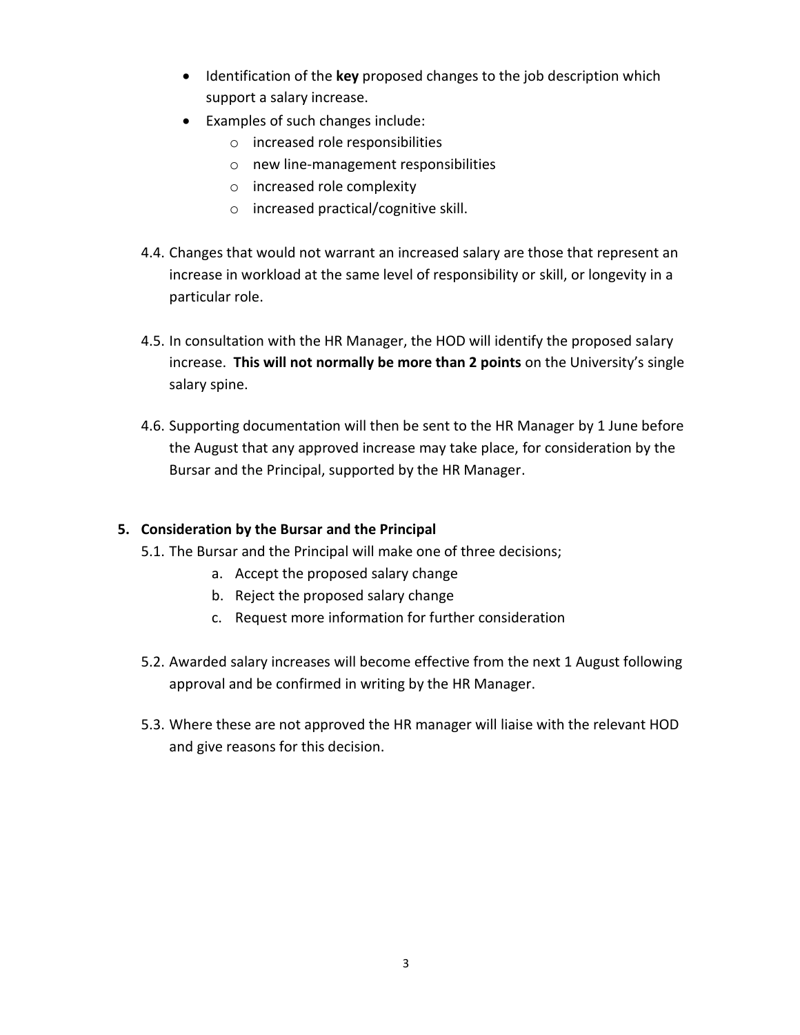- Identification of the **key** proposed changes to the job description which support a salary increase.
- Examples of such changes include:
  - increased role responsibilities
  - new line-management responsibilities
  - increased role complexity
  - increased practical/cognitive skill.

4.4. Changes that would not warrant an increased salary are those that represent an increase in workload at the same level of responsibility or skill, or longevity in a particular role.

4.5. In consultation with the HR Manager, the HOD will identify the proposed salary increase. **This will not normally be more than 2 points** on the University's single salary spine.

4.6. Supporting documentation will then be sent to the HR Manager by 1 June before the August that any approved increase may take place, for consideration by the Bursar and the Principal, supported by the HR Manager.

## 5. Consideration by the Bursar and the Principal

5.1. The Bursar and the Principal will make one of three decisions;

a. Accept the proposed salary change
b. Reject the proposed salary change
c. Request more information for further consideration

5.2. Awarded salary increases will become effective from the next 1 August following approval and be confirmed in writing by the HR Manager.

5.3. Where these are not approved the HR manager will liaise with the relevant HOD and give reasons for this decision.